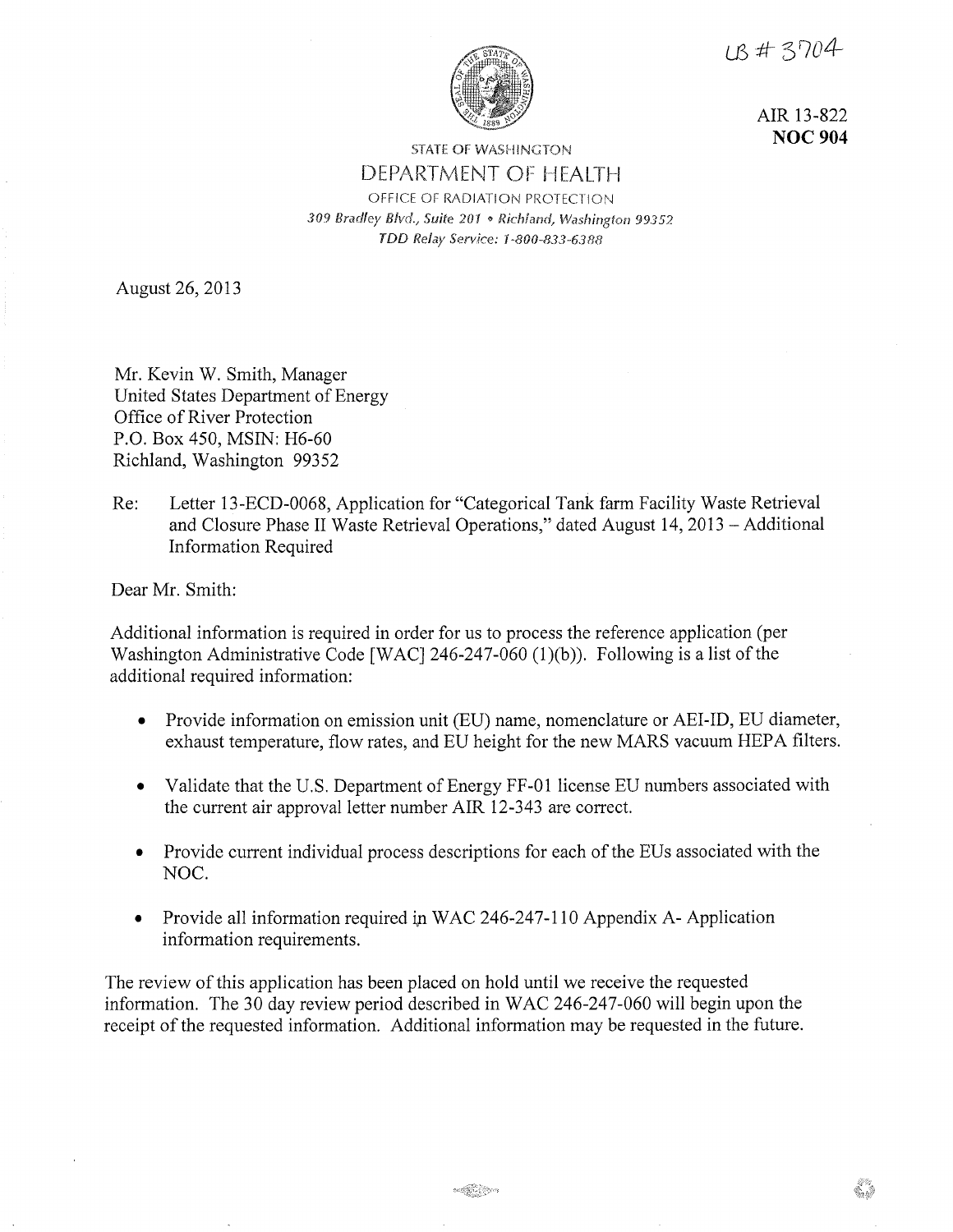LB # 3704

AIR 13-822
**NOC 904**

STATE OF WASHINGTON
DEPARTMENT OF HEALTH
OFFICE OF RADIATION PROTECTION
*309 Bradley Blvd., Suite 201 • Richland, Washington 99352*
*TDD Relay Service: 1-800-833-6388*

August 26, 2013

Mr. Kevin W. Smith, Manager
United States Department of Energy
Office of River Protection
P.O. Box 450, MSIN: H6-60
Richland, Washington 99352

Re: Letter 13-ECD-0068, Application for "Categorical Tank farm Facility Waste Retrieval and Closure Phase II Waste Retrieval Operations," dated August 14, 2013 – Additional Information Required

Dear Mr. Smith:

Additional information is required in order for us to process the reference application (per Washington Administrative Code [WAC] 246-247-060 (1)(b)). Following is a list of the additional required information:

- Provide information on emission unit (EU) name, nomenclature or AEI-ID, EU diameter, exhaust temperature, flow rates, and EU height for the new MARS vacuum HEPA filters.
- Validate that the U.S. Department of Energy FF-01 license EU numbers associated with the current air approval letter number AIR 12-343 are correct.
- Provide current individual process descriptions for each of the EUs associated with the NOC.
- Provide all information required in WAC 246-247-110 Appendix A- Application information requirements.

The review of this application has been placed on hold until we receive the requested information. The 30 day review period described in WAC 246-247-060 will begin upon the receipt of the requested information. Additional information may be requested in the future.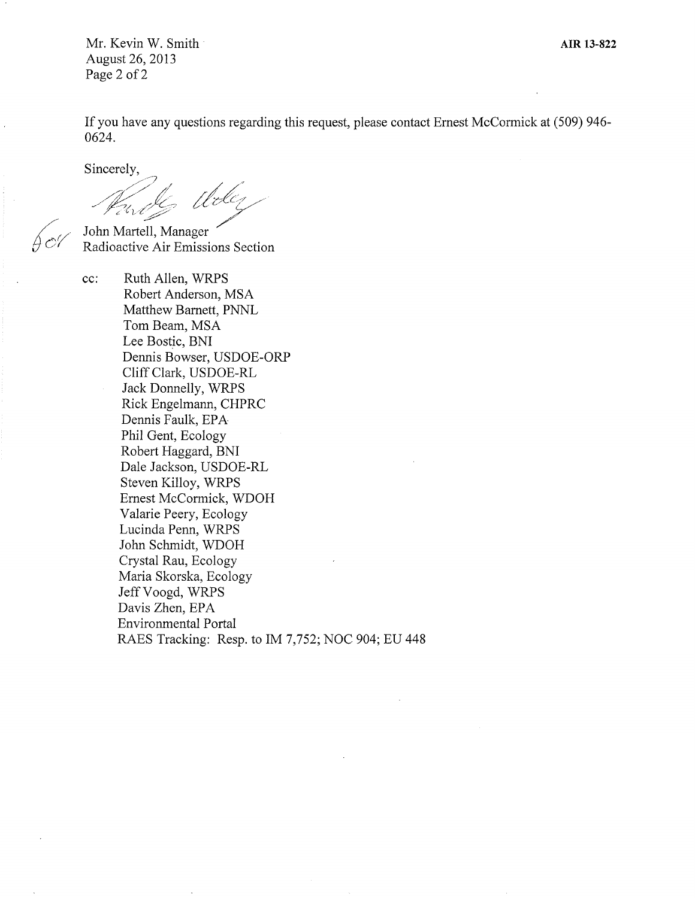If you have any questions regarding this request, please contact Ernest McCormick at (509) 946-0624.

Sincerely,

for

John Martell, Manager
Radioactive Air Emissions Section

cc: Ruth Allen, WRPS
Robert Anderson, MSA
Matthew Barnett, PNNL
Tom Beam, MSA
Lee Bostic, BNI
Dennis Bowser, USDOE-ORP
Cliff Clark, USDOE-RL
Jack Donnelly, WRPS
Rick Engelmann, CHPRC
Dennis Faulk, EPA
Phil Gent, Ecology
Robert Haggard, BNI
Dale Jackson, USDOE-RL
Steven Killoy, WRPS
Ernest McCormick, WDOH
Valarie Peery, Ecology
Lucinda Penn, WRPS
John Schmidt, WDOH
Crystal Rau, Ecology
Maria Skorska, Ecology
Jeff Voogd, WRPS
Davis Zhen, EPA
Environmental Portal
RAES Tracking: Resp. to IM 7,752; NOC 904; EU 448